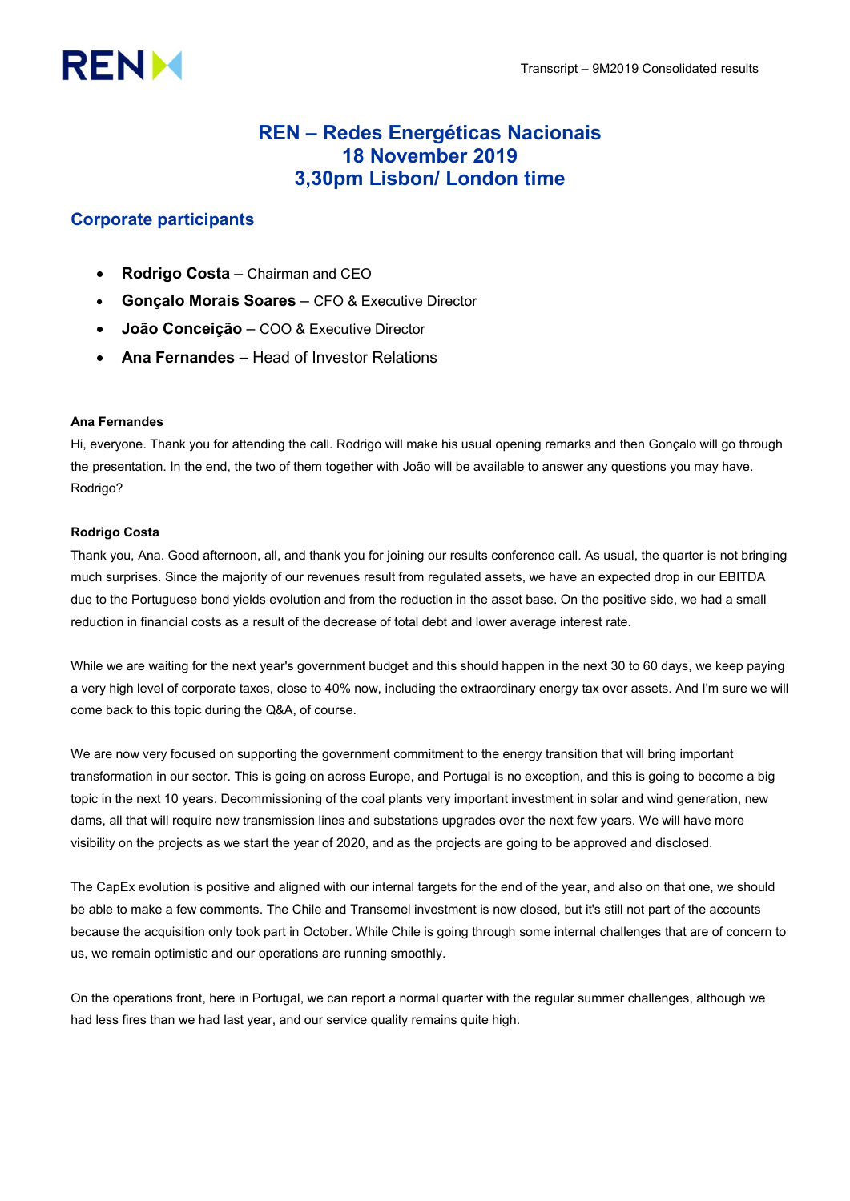# REN – Redes Energéticas Nacionais
# 18 November 2019
# 3,30pm Lisbon/ London time

## Corporate participants

- **Rodrigo Costa** – Chairman and CEO
- **Gonçalo Morais Soares** – CFO & Executive Director
- **João Conceição** – COO & Executive Director
- **Ana Fernandes –** Head of Investor Relations

**Ana Fernandes**

Hi, everyone. Thank you for attending the call. Rodrigo will make his usual opening remarks and then Gonçalo will go through the presentation. In the end, the two of them together with João will be available to answer any questions you may have. Rodrigo?

**Rodrigo Costa**

Thank you, Ana. Good afternoon, all, and thank you for joining our results conference call. As usual, the quarter is not bringing much surprises. Since the majority of our revenues result from regulated assets, we have an expected drop in our EBITDA due to the Portuguese bond yields evolution and from the reduction in the asset base. On the positive side, we had a small reduction in financial costs as a result of the decrease of total debt and lower average interest rate.

While we are waiting for the next year's government budget and this should happen in the next 30 to 60 days, we keep paying a very high level of corporate taxes, close to 40% now, including the extraordinary energy tax over assets. And I'm sure we will come back to this topic during the Q&A, of course.

We are now very focused on supporting the government commitment to the energy transition that will bring important transformation in our sector. This is going on across Europe, and Portugal is no exception, and this is going to become a big topic in the next 10 years. Decommissioning of the coal plants very important investment in solar and wind generation, new dams, all that will require new transmission lines and substations upgrades over the next few years. We will have more visibility on the projects as we start the year of 2020, and as the projects are going to be approved and disclosed.

The CapEx evolution is positive and aligned with our internal targets for the end of the year, and also on that one, we should be able to make a few comments. The Chile and Transemel investment is now closed, but it's still not part of the accounts because the acquisition only took part in October. While Chile is going through some internal challenges that are of concern to us, we remain optimistic and our operations are running smoothly.

On the operations front, here in Portugal, we can report a normal quarter with the regular summer challenges, although we had less fires than we had last year, and our service quality remains quite high.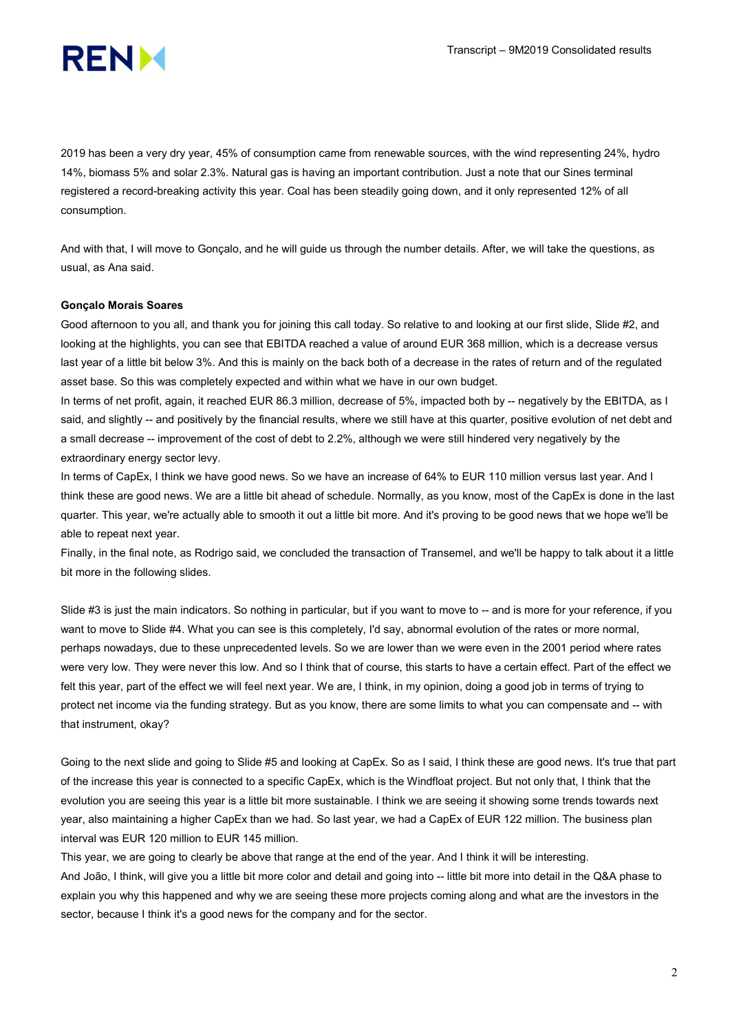2019 has been a very dry year, 45% of consumption came from renewable sources, with the wind representing 24%, hydro 14%, biomass 5% and solar 2.3%. Natural gas is having an important contribution. Just a note that our Sines terminal registered a record-breaking activity this year. Coal has been steadily going down, and it only represented 12% of all consumption.

And with that, I will move to Gonçalo, and he will guide us through the number details. After, we will take the questions, as usual, as Ana said.

**Gonçalo Morais Soares**

Good afternoon to you all, and thank you for joining this call today. So relative to and looking at our first slide, Slide #2, and looking at the highlights, you can see that EBITDA reached a value of around EUR 368 million, which is a decrease versus last year of a little bit below 3%. And this is mainly on the back both of a decrease in the rates of return and of the regulated asset base. So this was completely expected and within what we have in our own budget.

In terms of net profit, again, it reached EUR 86.3 million, decrease of 5%, impacted both by -- negatively by the EBITDA, as I said, and slightly -- and positively by the financial results, where we still have at this quarter, positive evolution of net debt and a small decrease -- improvement of the cost of debt to 2.2%, although we were still hindered very negatively by the extraordinary energy sector levy.

In terms of CapEx, I think we have good news. So we have an increase of 64% to EUR 110 million versus last year. And I think these are good news. We are a little bit ahead of schedule. Normally, as you know, most of the CapEx is done in the last quarter. This year, we're actually able to smooth it out a little bit more. And it's proving to be good news that we hope we'll be able to repeat next year.

Finally, in the final note, as Rodrigo said, we concluded the transaction of Transemel, and we'll be happy to talk about it a little bit more in the following slides.

Slide #3 is just the main indicators. So nothing in particular, but if you want to move to -- and is more for your reference, if you want to move to Slide #4. What you can see is this completely, I'd say, abnormal evolution of the rates or more normal, perhaps nowadays, due to these unprecedented levels. So we are lower than we were even in the 2001 period where rates were very low. They were never this low. And so I think that of course, this starts to have a certain effect. Part of the effect we felt this year, part of the effect we will feel next year. We are, I think, in my opinion, doing a good job in terms of trying to protect net income via the funding strategy. But as you know, there are some limits to what you can compensate and -- with that instrument, okay?

Going to the next slide and going to Slide #5 and looking at CapEx. So as I said, I think these are good news. It's true that part of the increase this year is connected to a specific CapEx, which is the Windfloat project. But not only that, I think that the evolution you are seeing this year is a little bit more sustainable. I think we are seeing it showing some trends towards next year, also maintaining a higher CapEx than we had. So last year, we had a CapEx of EUR 122 million. The business plan interval was EUR 120 million to EUR 145 million.

This year, we are going to clearly be above that range at the end of the year. And I think it will be interesting.

And João, I think, will give you a little bit more color and detail and going into -- little bit more into detail in the Q&A phase to explain you why this happened and why we are seeing these more projects coming along and what are the investors in the sector, because I think it's a good news for the company and for the sector.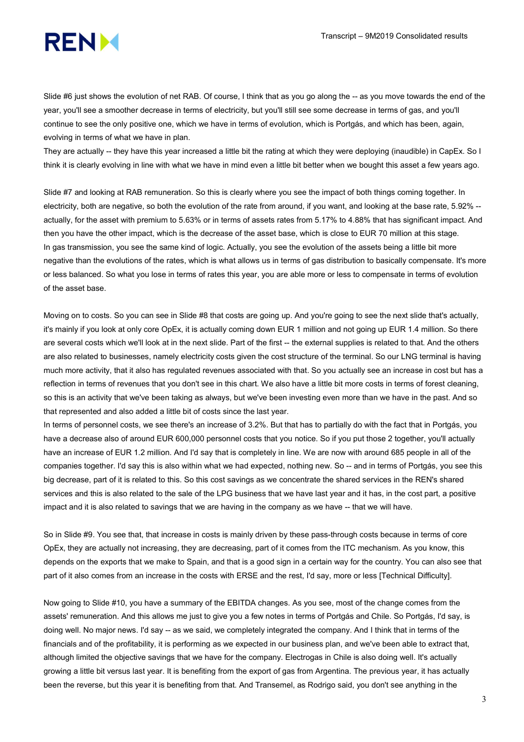Slide #6 just shows the evolution of net RAB. Of course, I think that as you go along the -- as you move towards the end of the year, you'll see a smoother decrease in terms of electricity, but you'll still see some decrease in terms of gas, and you'll continue to see the only positive one, which we have in terms of evolution, which is Portgás, and which has been, again, evolving in terms of what we have in plan.

They are actually -- they have this year increased a little bit the rating at which they were deploying (inaudible) in CapEx. So I think it is clearly evolving in line with what we have in mind even a little bit better when we bought this asset a few years ago.

Slide #7 and looking at RAB remuneration. So this is clearly where you see the impact of both things coming together. In electricity, both are negative, so both the evolution of the rate from around, if you want, and looking at the base rate, 5.92% -- actually, for the asset with premium to 5.63% or in terms of assets rates from 5.17% to 4.88% that has significant impact. And then you have the other impact, which is the decrease of the asset base, which is close to EUR 70 million at this stage.

In gas transmission, you see the same kind of logic. Actually, you see the evolution of the assets being a little bit more negative than the evolutions of the rates, which is what allows us in terms of gas distribution to basically compensate. It's more or less balanced. So what you lose in terms of rates this year, you are able more or less to compensate in terms of evolution of the asset base.

Moving on to costs. So you can see in Slide #8 that costs are going up. And you're going to see the next slide that's actually, it's mainly if you look at only core OpEx, it is actually coming down EUR 1 million and not going up EUR 1.4 million. So there are several costs which we'll look at in the next slide. Part of the first -- the external supplies is related to that. And the others are also related to businesses, namely electricity costs given the cost structure of the terminal. So our LNG terminal is having much more activity, that it also has regulated revenues associated with that. So you actually see an increase in cost but has a reflection in terms of revenues that you don't see in this chart. We also have a little bit more costs in terms of forest cleaning, so this is an activity that we've been taking as always, but we've been investing even more than we have in the past. And so that represented and also added a little bit of costs since the last year.

In terms of personnel costs, we see there's an increase of 3.2%. But that has to partially do with the fact that in Portgás, you have a decrease also of around EUR 600,000 personnel costs that you notice. So if you put those 2 together, you'll actually have an increase of EUR 1.2 million. And I'd say that is completely in line. We are now with around 685 people in all of the companies together. I'd say this is also within what we had expected, nothing new. So -- and in terms of Portgás, you see this big decrease, part of it is related to this. So this cost savings as we concentrate the shared services in the REN's shared services and this is also related to the sale of the LPG business that we have last year and it has, in the cost part, a positive impact and it is also related to savings that we are having in the company as we have -- that we will have.

So in Slide #9. You see that, that increase in costs is mainly driven by these pass-through costs because in terms of core OpEx, they are actually not increasing, they are decreasing, part of it comes from the ITC mechanism. As you know, this depends on the exports that we make to Spain, and that is a good sign in a certain way for the country. You can also see that part of it also comes from an increase in the costs with ERSE and the rest, I'd say, more or less [Technical Difficulty].

Now going to Slide #10, you have a summary of the EBITDA changes. As you see, most of the change comes from the assets' remuneration. And this allows me just to give you a few notes in terms of Portgás and Chile. So Portgás, I'd say, is doing well. No major news. I'd say -- as we said, we completely integrated the company. And I think that in terms of the financials and of the profitability, it is performing as we expected in our business plan, and we've been able to extract that, although limited the objective savings that we have for the company. Electrogas in Chile is also doing well. It's actually growing a little bit versus last year. It is benefiting from the export of gas from Argentina. The previous year, it has actually been the reverse, but this year it is benefiting from that. And Transemel, as Rodrigo said, you don't see anything in the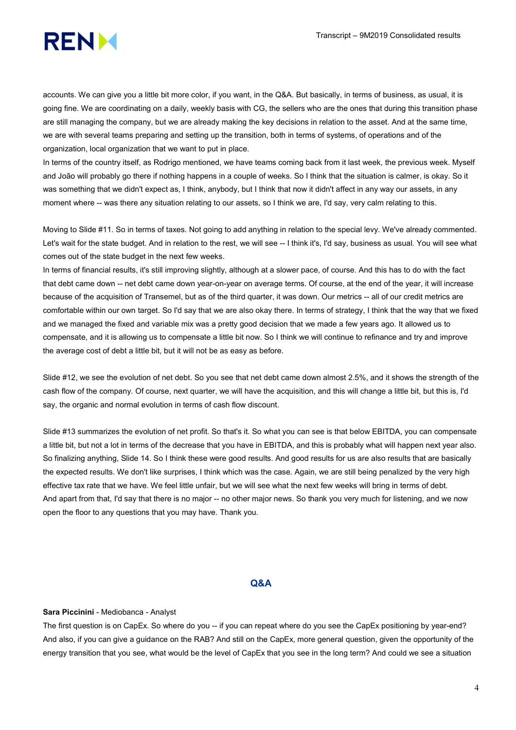accounts. We can give you a little bit more color, if you want, in the Q&A. But basically, in terms of business, as usual, it is going fine. We are coordinating on a daily, weekly basis with CG, the sellers who are the ones that during this transition phase are still managing the company, but we are already making the key decisions in relation to the asset. And at the same time, we are with several teams preparing and setting up the transition, both in terms of systems, of operations and of the organization, local organization that we want to put in place.

In terms of the country itself, as Rodrigo mentioned, we have teams coming back from it last week, the previous week. Myself and João will probably go there if nothing happens in a couple of weeks. So I think that the situation is calmer, is okay. So it was something that we didn't expect as, I think, anybody, but I think that now it didn't affect in any way our assets, in any moment where -- was there any situation relating to our assets, so I think we are, I'd say, very calm relating to this.

Moving to Slide #11. So in terms of taxes. Not going to add anything in relation to the special levy. We've already commented. Let's wait for the state budget. And in relation to the rest, we will see -- I think it's, I'd say, business as usual. You will see what comes out of the state budget in the next few weeks.

In terms of financial results, it's still improving slightly, although at a slower pace, of course. And this has to do with the fact that debt came down -- net debt came down year-on-year on average terms. Of course, at the end of the year, it will increase because of the acquisition of Transemel, but as of the third quarter, it was down. Our metrics -- all of our credit metrics are comfortable within our own target. So I'd say that we are also okay there. In terms of strategy, I think that the way that we fixed and we managed the fixed and variable mix was a pretty good decision that we made a few years ago. It allowed us to compensate, and it is allowing us to compensate a little bit now. So I think we will continue to refinance and try and improve the average cost of debt a little bit, but it will not be as easy as before.

Slide #12, we see the evolution of net debt. So you see that net debt came down almost 2.5%, and it shows the strength of the cash flow of the company. Of course, next quarter, we will have the acquisition, and this will change a little bit, but this is, I'd say, the organic and normal evolution in terms of cash flow discount.

Slide #13 summarizes the evolution of net profit. So that's it. So what you can see is that below EBITDA, you can compensate a little bit, but not a lot in terms of the decrease that you have in EBITDA, and this is probably what will happen next year also. So finalizing anything, Slide 14. So I think these were good results. And good results for us are also results that are basically the expected results. We don't like surprises, I think which was the case. Again, we are still being penalized by the very high effective tax rate that we have. We feel little unfair, but we will see what the next few weeks will bring in terms of debt.

And apart from that, I'd say that there is no major -- no other major news. So thank you very much for listening, and we now open the floor to any questions that you may have. Thank you.

## Q&A

**Sara Piccinini** - Mediobanca - Analyst

The first question is on CapEx. So where do you -- if you can repeat where do you see the CapEx positioning by year-end? And also, if you can give a guidance on the RAB? And still on the CapEx, more general question, given the opportunity of the energy transition that you see, what would be the level of CapEx that you see in the long term? And could we see a situation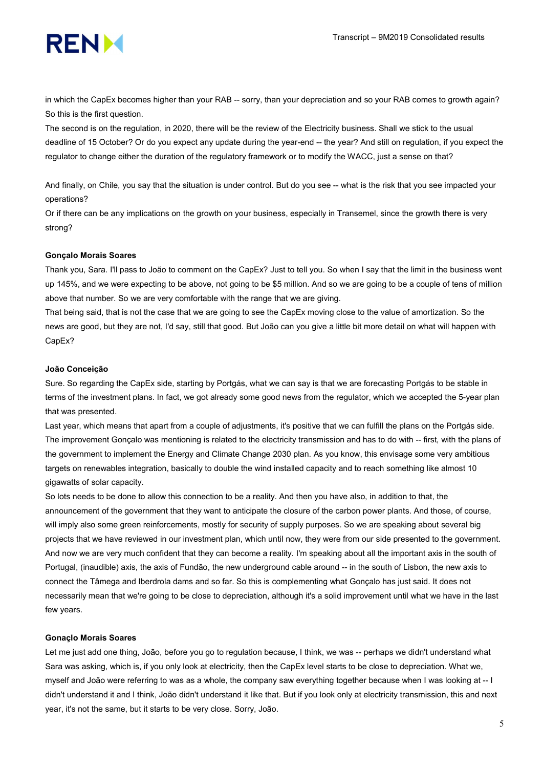in which the CapEx becomes higher than your RAB -- sorry, than your depreciation and so your RAB comes to growth again? So this is the first question.

The second is on the regulation, in 2020, there will be the review of the Electricity business. Shall we stick to the usual deadline of 15 October? Or do you expect any update during the year-end -- the year? And still on regulation, if you expect the regulator to change either the duration of the regulatory framework or to modify the WACC, just a sense on that?

And finally, on Chile, you say that the situation is under control. But do you see -- what is the risk that you see impacted your operations?

Or if there can be any implications on the growth on your business, especially in Transemel, since the growth there is very strong?

**Gonçalo Morais Soares**

Thank you, Sara. I'll pass to João to comment on the CapEx? Just to tell you. So when I say that the limit in the business went up 145%, and we were expecting to be above, not going to be $5 million. And so we are going to be a couple of tens of million above that number. So we are very comfortable with the range that we are giving.

That being said, that is not the case that we are going to see the CapEx moving close to the value of amortization. So the news are good, but they are not, I'd say, still that good. But João can you give a little bit more detail on what will happen with CapEx?

**João Conceição**

Sure. So regarding the CapEx side, starting by Portgás, what we can say is that we are forecasting Portgás to be stable in terms of the investment plans. In fact, we got already some good news from the regulator, which we accepted the 5-year plan that was presented.

Last year, which means that apart from a couple of adjustments, it's positive that we can fulfill the plans on the Portgás side. The improvement Gonçalo was mentioning is related to the electricity transmission and has to do with -- first, with the plans of the government to implement the Energy and Climate Change 2030 plan. As you know, this envisage some very ambitious targets on renewables integration, basically to double the wind installed capacity and to reach something like almost 10 gigawatts of solar capacity.

So lots needs to be done to allow this connection to be a reality. And then you have also, in addition to that, the announcement of the government that they want to anticipate the closure of the carbon power plants. And those, of course, will imply also some green reinforcements, mostly for security of supply purposes. So we are speaking about several big projects that we have reviewed in our investment plan, which until now, they were from our side presented to the government. And now we are very much confident that they can become a reality. I'm speaking about all the important axis in the south of Portugal, (inaudible) axis, the axis of Fundão, the new underground cable around -- in the south of Lisbon, the new axis to connect the Tâmega and Iberdrola dams and so far. So this is complementing what Gonçalo has just said. It does not necessarily mean that we're going to be close to depreciation, although it's a solid improvement until what we have in the last few years.

**Gonaçlo Morais Soares**

Let me just add one thing, João, before you go to regulation because, I think, we was -- perhaps we didn't understand what Sara was asking, which is, if you only look at electricity, then the CapEx level starts to be close to depreciation. What we, myself and João were referring to was as a whole, the company saw everything together because when I was looking at -- I didn't understand it and I think, João didn't understand it like that. But if you look only at electricity transmission, this and next year, it's not the same, but it starts to be very close. Sorry, João.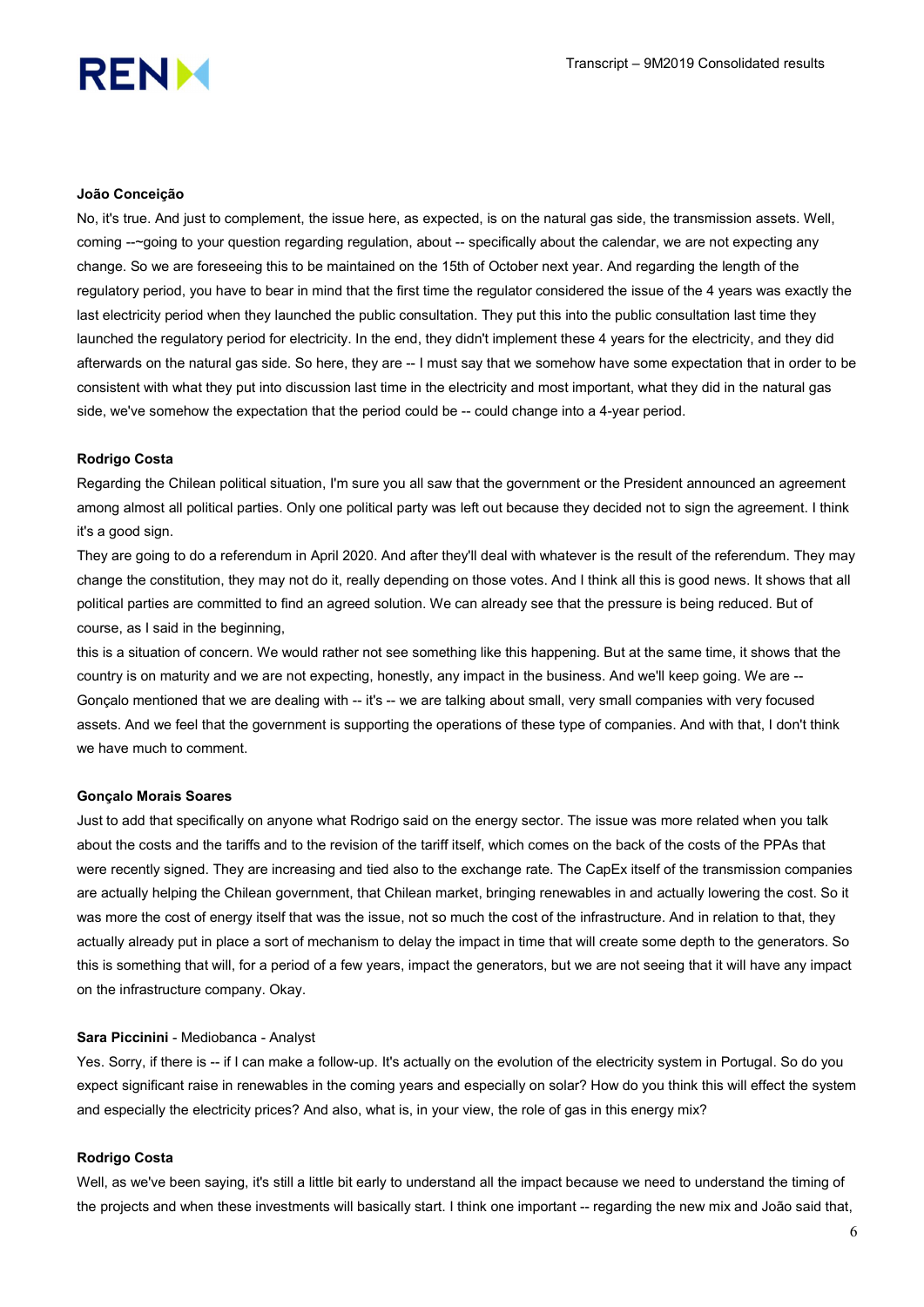**João Conceição**

No, it's true. And just to complement, the issue here, as expected, is on the natural gas side, the transmission assets. Well, coming --~going to your question regarding regulation, about -- specifically about the calendar, we are not expecting any change. So we are foreseeing this to be maintained on the 15th of October next year. And regarding the length of the regulatory period, you have to bear in mind that the first time the regulator considered the issue of the 4 years was exactly the last electricity period when they launched the public consultation. They put this into the public consultation last time they launched the regulatory period for electricity. In the end, they didn't implement these 4 years for the electricity, and they did afterwards on the natural gas side. So here, they are -- I must say that we somehow have some expectation that in order to be consistent with what they put into discussion last time in the electricity and most important, what they did in the natural gas side, we've somehow the expectation that the period could be -- could change into a 4-year period.

**Rodrigo Costa**

Regarding the Chilean political situation, I'm sure you all saw that the government or the President announced an agreement among almost all political parties. Only one political party was left out because they decided not to sign the agreement. I think it's a good sign.

They are going to do a referendum in April 2020. And after they'll deal with whatever is the result of the referendum. They may change the constitution, they may not do it, really depending on those votes. And I think all this is good news. It shows that all political parties are committed to find an agreed solution. We can already see that the pressure is being reduced. But of course, as I said in the beginning,

this is a situation of concern. We would rather not see something like this happening. But at the same time, it shows that the country is on maturity and we are not expecting, honestly, any impact in the business. And we'll keep going. We are -- Gonçalo mentioned that we are dealing with -- it's -- we are talking about small, very small companies with very focused assets. And we feel that the government is supporting the operations of these type of companies. And with that, I don't think we have much to comment.

**Gonçalo Morais Soares**

Just to add that specifically on anyone what Rodrigo said on the energy sector. The issue was more related when you talk about the costs and the tariffs and to the revision of the tariff itself, which comes on the back of the costs of the PPAs that were recently signed. They are increasing and tied also to the exchange rate. The CapEx itself of the transmission companies are actually helping the Chilean government, that Chilean market, bringing renewables in and actually lowering the cost. So it was more the cost of energy itself that was the issue, not so much the cost of the infrastructure. And in relation to that, they actually already put in place a sort of mechanism to delay the impact in time that will create some depth to the generators. So this is something that will, for a period of a few years, impact the generators, but we are not seeing that it will have any impact on the infrastructure company. Okay.

**Sara Piccinini** - Mediobanca - Analyst

Yes. Sorry, if there is -- if I can make a follow-up. It's actually on the evolution of the electricity system in Portugal. So do you expect significant raise in renewables in the coming years and especially on solar? How do you think this will effect the system and especially the electricity prices? And also, what is, in your view, the role of gas in this energy mix?

**Rodrigo Costa**

Well, as we've been saying, it's still a little bit early to understand all the impact because we need to understand the timing of the projects and when these investments will basically start. I think one important -- regarding the new mix and João said that,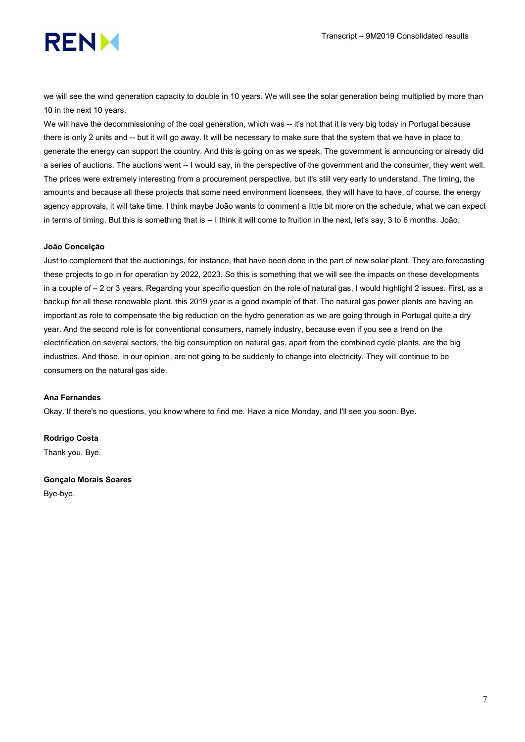we will see the wind generation capacity to double in 10 years. We will see the solar generation being multiplied by more than 10 in the next 10 years.

We will have the decommissioning of the coal generation, which was -- it's not that it is very big today in Portugal because there is only 2 units and -- but it will go away. It will be necessary to make sure that the system that we have in place to generate the energy can support the country. And this is going on as we speak. The government is announcing or already did a series of auctions. The auctions went -- I would say, in the perspective of the government and the consumer, they went well. The prices were extremely interesting from a procurement perspective, but it's still very early to understand. The timing, the amounts and because all these projects that some need environment licensees, they will have to have, of course, the energy agency approvals, it will take time. I think maybe João wants to comment a little bit more on the schedule, what we can expect in terms of timing. But this is something that is -- I think it will come to fruition in the next, let's say, 3 to 6 months. João.

**João Conceição**

Just to complement that the auctionings, for instance, that have been done in the part of new solar plant. They are forecasting these projects to go in for operation by 2022, 2023. So this is something that we will see the impacts on these developments in a couple of – 2 or 3 years. Regarding your specific question on the role of natural gas, I would highlight 2 issues. First, as a backup for all these renewable plant, this 2019 year is a good example of that. The natural gas power plants are having an important as role to compensate the big reduction on the hydro generation as we are going through in Portugal quite a dry year. And the second role is for conventional consumers, namely industry, because even if you see a trend on the electrification on several sectors, the big consumption on natural gas, apart from the combined cycle plants, are the big industries. And those, in our opinion, are not going to be suddenly to change into electricity. They will continue to be consumers on the natural gas side.

**Ana Fernandes**

Okay. If there's no questions, you know where to find me. Have a nice Monday, and I'll see you soon. Bye.

**Rodrigo Costa**

Thank you. Bye.

**Gonçalo Morais Soares**

Bye-bye.